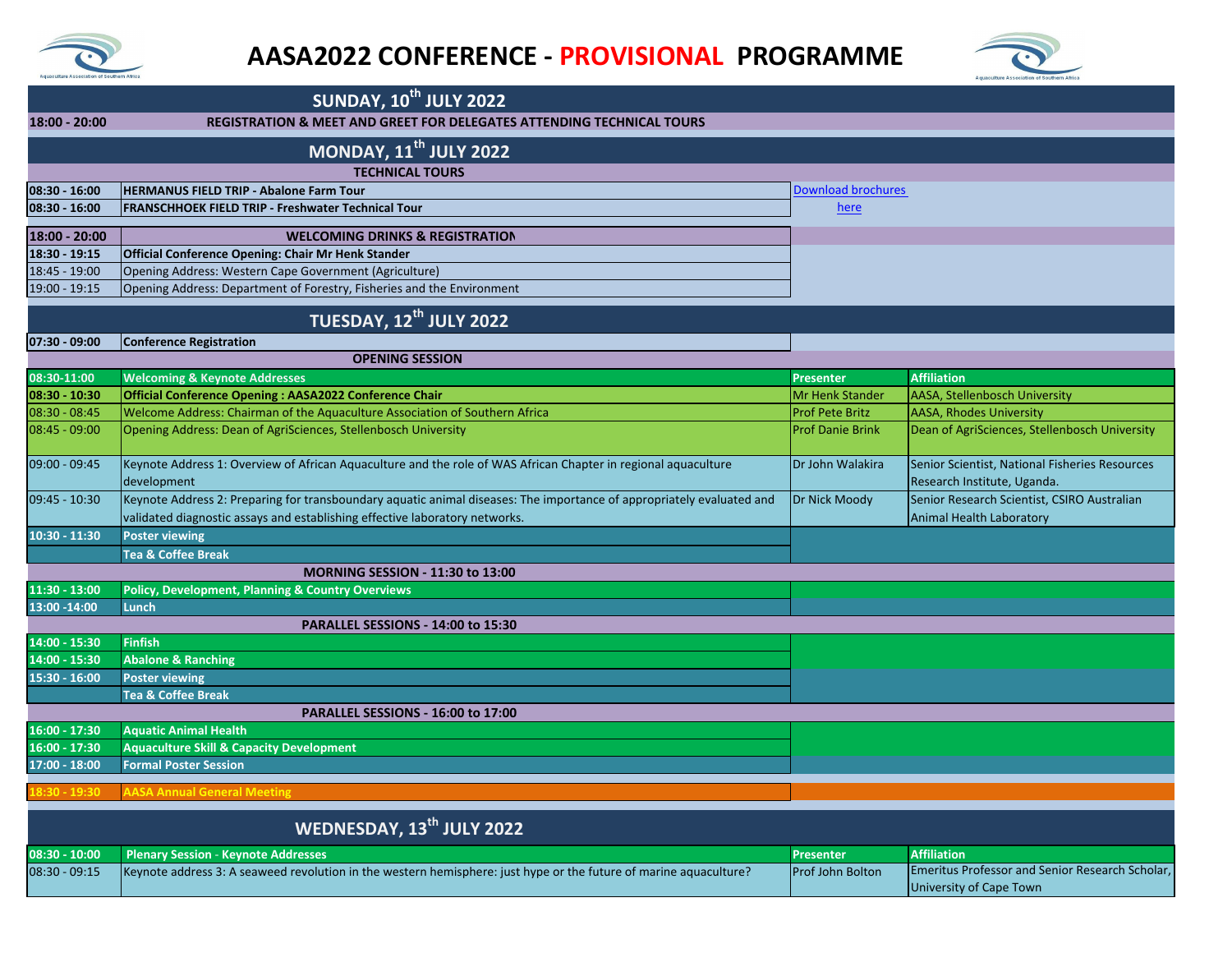# AASA2022 CONFERENCE - PROVISIONAL PROGRAMME

## SUNDAY, 10th JULY 2022

| | | | |
|---|---|---|---|
| **18:00 - 20:00** | **REGISTRATION & MEET AND GREET FOR DELEGATES ATTENDING TECHNICAL TOURS** | | |

## MONDAY, 11th JULY 2022

| | | | |
|---|---|---|---|
| | **TECHNICAL TOURS** | | |
| **08:30 - 16:00** | **HERMANUS FIELD TRIP - Abalone Farm Tour** | Download brochures here | |
| **08:30 - 16:00** | **FRANSCHHOEK FIELD TRIP - Freshwater Technical Tour** | | |
| **18:00 - 20:00** | **WELCOMING DRINKS & REGISTRATION** | | |
| **18:30 - 19:15** | **Official Conference Opening: Chair Mr Henk Stander** | | |
| 18:45 - 19:00 | Opening Address: Western Cape Government (Agriculture) | | |
| 19:00 - 19:15 | Opening Address: Department of Forestry, Fisheries and the Environment | | |

## TUESDAY, 12th JULY 2022

| | | | |
|---|---|---|---|
| **07:30 - 09:00** | **Conference Registration** | | |
| | **OPENING SESSION** | | |
| **08:30-11:00** | **Welcoming & Keynote Addresses** | **Presenter** | **Affiliation** |
| **08:30 - 10:30** | **Official Conference Opening : AASA2022 Conference Chair** | Mr Henk Stander | AASA, Stellenbosch University |
| 08:30 - 08:45 | Welcome Address: Chairman of the Aquaculture Association of Southern Africa | Prof Pete Britz | AASA, Rhodes University |
| 08:45 - 09:00 | Opening Address: Dean of AgriSciences, Stellenbosch University | Prof Danie Brink | Dean of AgriSciences, Stellenbosch University |
| 09:00 - 09:45 | Keynote Address 1: Overview of African Aquaculture and the role of WAS African Chapter in regional aquaculture development | Dr John Walakira | Senior Scientist, National Fisheries Resources Research Institute, Uganda. |
| 09:45 - 10:30 | Keynote Address 2: Preparing for transboundary aquatic animal diseases: The importance of appropriately evaluated and validated diagnostic assays and establishing effective laboratory networks. | Dr Nick Moody | Senior Research Scientist, CSIRO Australian Animal Health Laboratory |
| **10:30 - 11:30** | **Poster viewing** | | |
| | **Tea & Coffee Break** | | |
| | **MORNING SESSION - 11:30 to 13:00** | | |
| **11:30 - 13:00** | **Policy, Development, Planning & Country Overviews** | | |
| **13:00 -14:00** | **Lunch** | | |
| | **PARALLEL SESSIONS - 14:00 to 15:30** | | |
| **14:00 - 15:30** | **Finfish** | | |
| **14:00 - 15:30** | **Abalone & Ranching** | | |
| **15:30 - 16:00** | **Poster viewing** | | |
| | **Tea & Coffee Break** | | |
| | **PARALLEL SESSIONS - 16:00 to 17:00** | | |
| **16:00 - 17:30** | **Aquatic Animal Health** | | |
| **16:00 - 17:30** | **Aquaculture Skill & Capacity Development** | | |
| **17:00 - 18:00** | **Formal Poster Session** | | |
| **18:30 - 19:30** | **AASA Annual General Meeting** | | |

## WEDNESDAY, 13th JULY 2022

| | | | |
|---|---|---|---|
| **08:30 - 10:00** | **Plenary Session - Keynote Addresses** | **Presenter** | **Affiliation** |
| 08:30 - 09:15 | Keynote address 3: A seaweed revolution in the western hemisphere: just hype or the future of marine aquaculture? | Prof John Bolton | Emeritus Professor and Senior Research Scholar, University of Cape Town |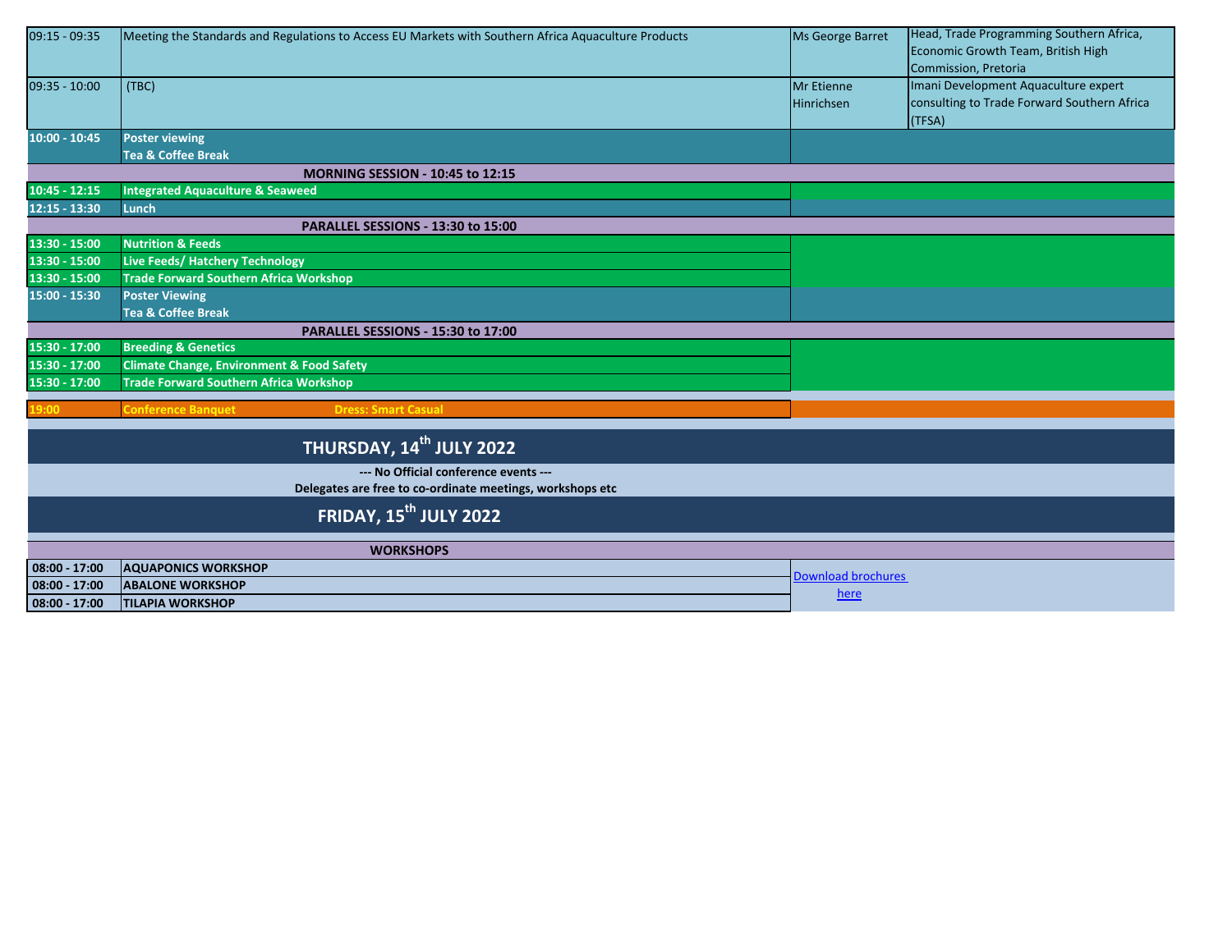| | | | |
|---|---|---|---|
| 09:15 - 09:35 | Meeting the Standards and Regulations to Access EU Markets with Southern Africa Aquaculture Products | Ms George Barret | Head, Trade Programming Southern Africa, Economic Growth Team, British High Commission, Pretoria |
| 09:35 - 10:00 | (TBC) | Mr Etienne Hinrichsen | Imani Development Aquaculture expert consulting to Trade Forward Southern Africa (TFSA) |
| **10:00 - 10:45** | **Poster viewing**<br>**Tea & Coffee Break** | | |
| | **MORNING SESSION - 10:45 to 12:15** | | |
| **10:45 - 12:15** | **Integrated Aquaculture & Seaweed** | | |
| **12:15 - 13:30** | **Lunch** | | |
| | **PARALLEL SESSIONS - 13:30 to 15:00** | | |
| **13:30 - 15:00** | **Nutrition & Feeds** | | |
| **13:30 - 15:00** | **Live Feeds/ Hatchery Technology** | | |
| **13:30 - 15:00** | **Trade Forward Southern Africa Workshop** | | |
| **15:00 - 15:30** | **Poster Viewing**<br>**Tea & Coffee Break** | | |
| | **PARALLEL SESSIONS - 15:30 to 17:00** | | |
| **15:30 - 17:00** | **Breeding & Genetics** | | |
| **15:30 - 17:00** | **Climate Change, Environment & Food Safety** | | |
| **15:30 - 17:00** | **Trade Forward Southern Africa Workshop** | | |
| **19:00** | **Conference Banquet** **Dress: Smart Casual** | | |

## THURSDAY, 14th JULY 2022

**--- No Official conference events ---**

**Delegates are free to co-ordinate meetings, workshops etc**

## FRIDAY, 15th JULY 2022

| | | |
|---|---|---|
| | **WORKSHOPS** | |
| **08:00 - 17:00** | **AQUAPONICS WORKSHOP** | Download brochures here |
| **08:00 - 17:00** | **ABALONE WORKSHOP** | |
| **08:00 - 17:00** | **TILAPIA WORKSHOP** | |